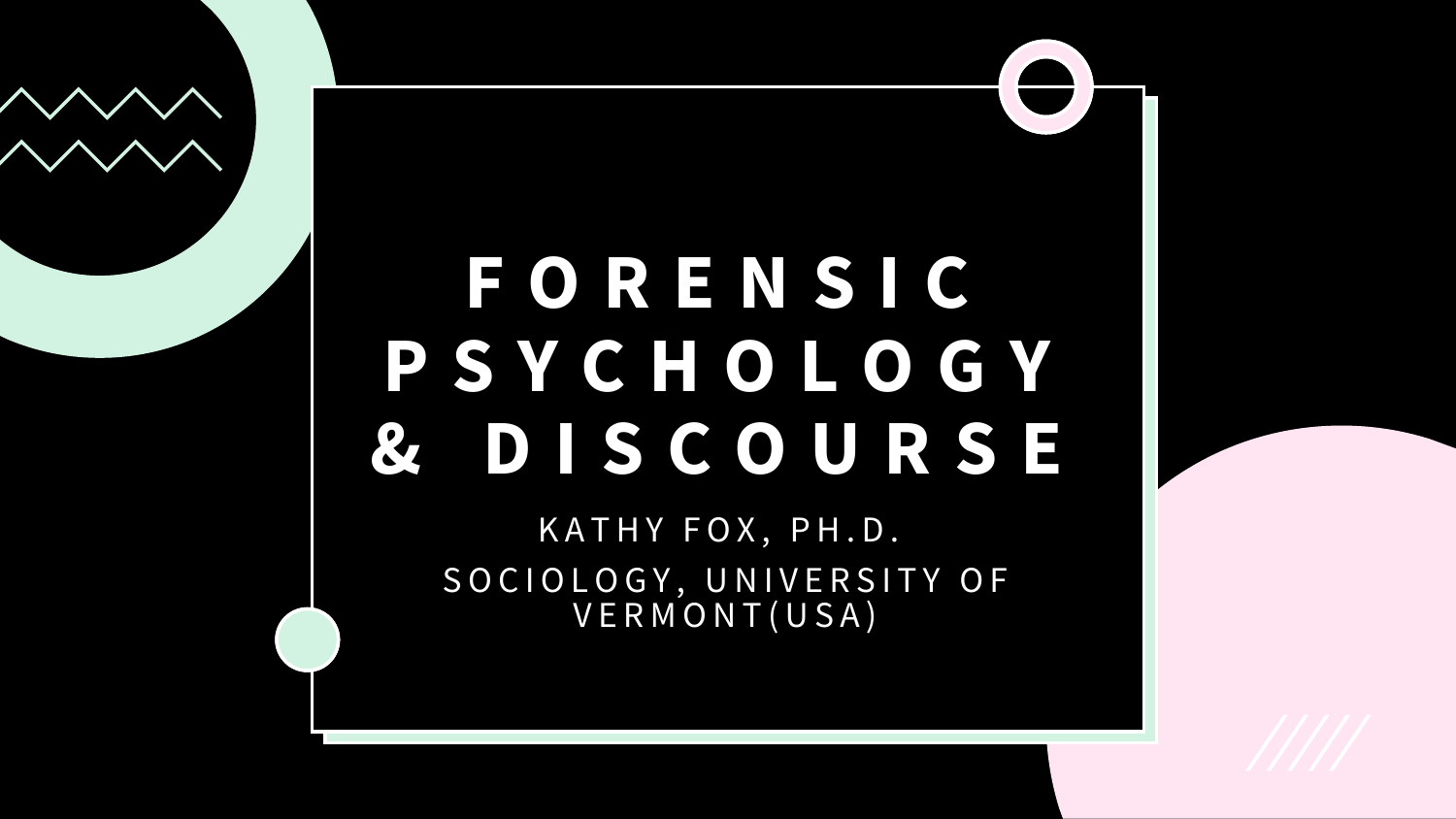# FORENSIC PSYCHOLOGY & DISCOURSE

KATHY FOX, PH.D.

SOCIOLOGY, UNIVERSITY OF VERMONT(USA)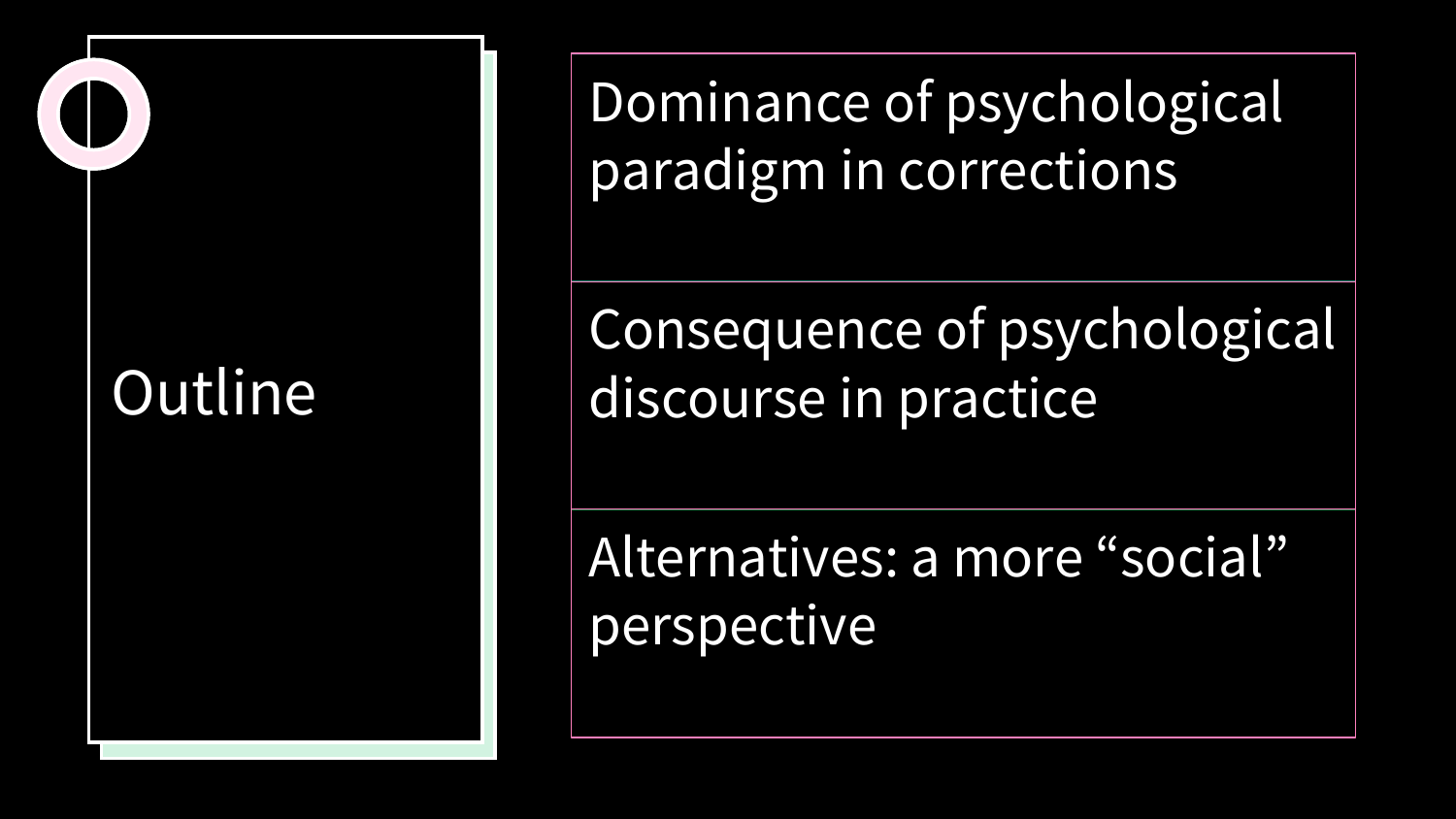# Outline

- Dominance of psychological paradigm in corrections
- Consequence of psychological discourse in practice
- Alternatives: a more “social” perspective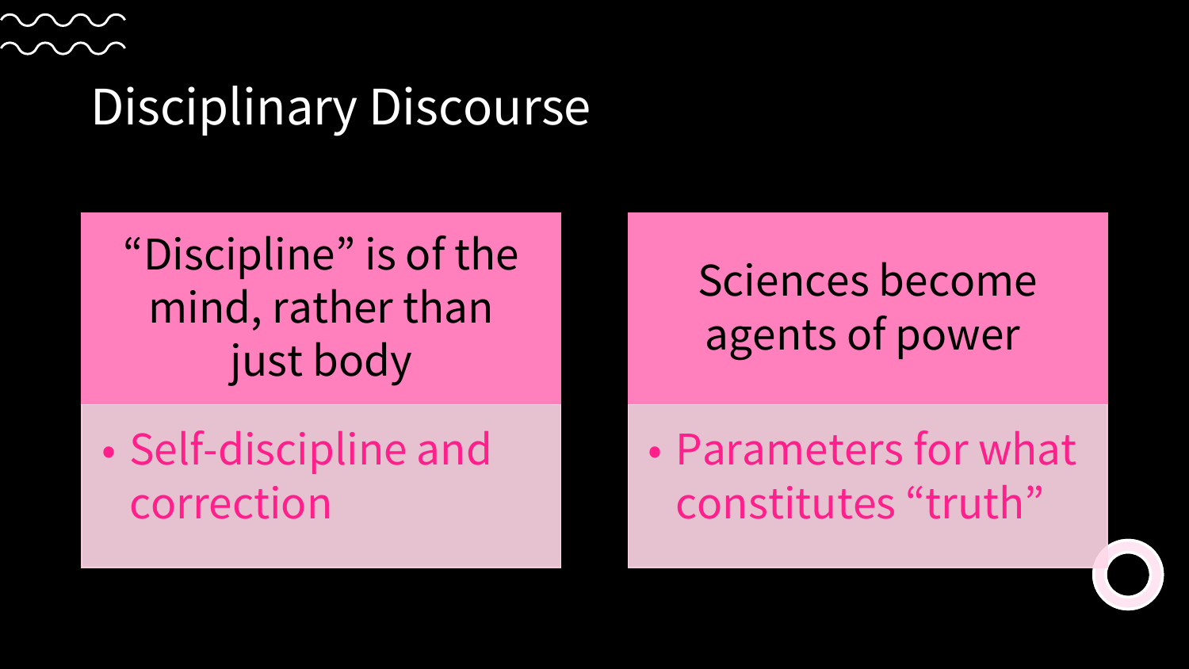# Disciplinary Discourse

## "Discipline" is of the mind, rather than just body

- Self-discipline and correction

## Sciences become agents of power

- Parameters for what constitutes "truth"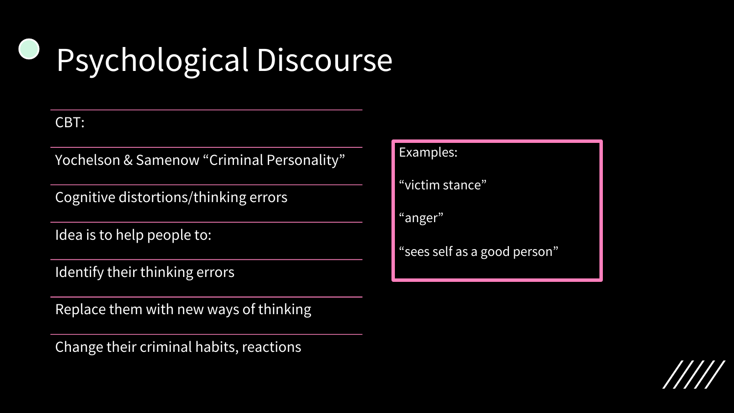# Psychological Discourse

CBT:

Yochelson & Samenow "Criminal Personality"

Cognitive distortions/thinking errors

Idea is to help people to:

Identify their thinking errors

Replace them with new ways of thinking

Change their criminal habits, reactions

Examples:

"victim stance"

"anger"

"sees self as a good person"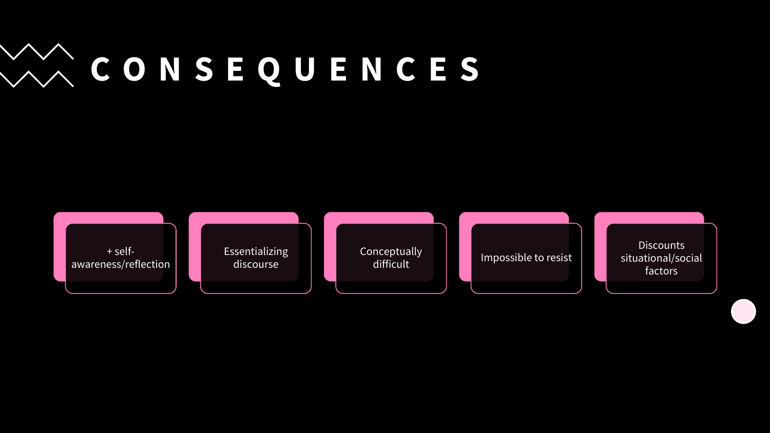# CONSEQUENCES

- + self-awareness/reflection
- Essentializing discourse
- Conceptually difficult
- Impossible to resist
- Discounts situational/social factors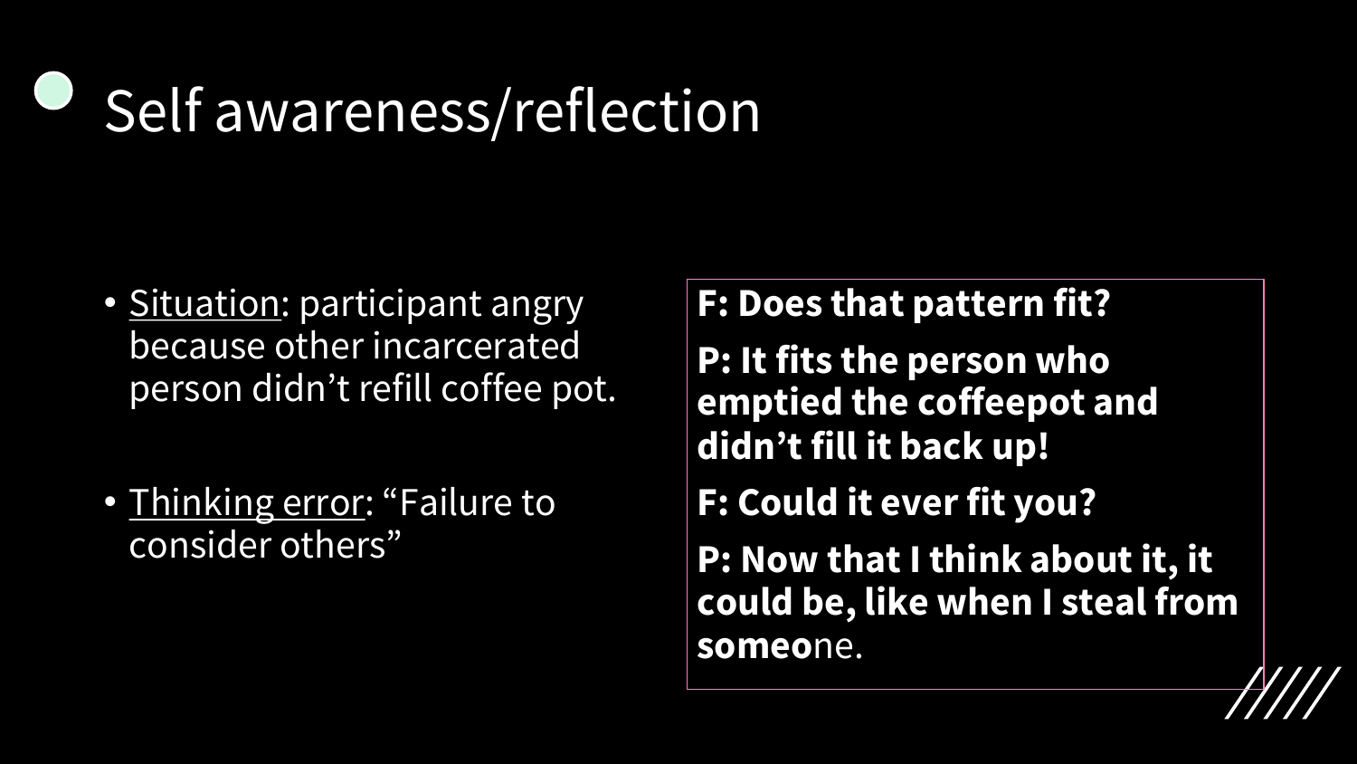# Self awareness/reflection

- Situation: participant angry because other incarcerated person didn't refill coffee pot.
- Thinking error: "Failure to consider others"

**F: Does that pattern fit?**

**P: It fits the person who emptied the coffeepot and didn't fill it back up!**

**F: Could it ever fit you?**

**P: Now that I think about it, it could be, like when I steal from someo**ne.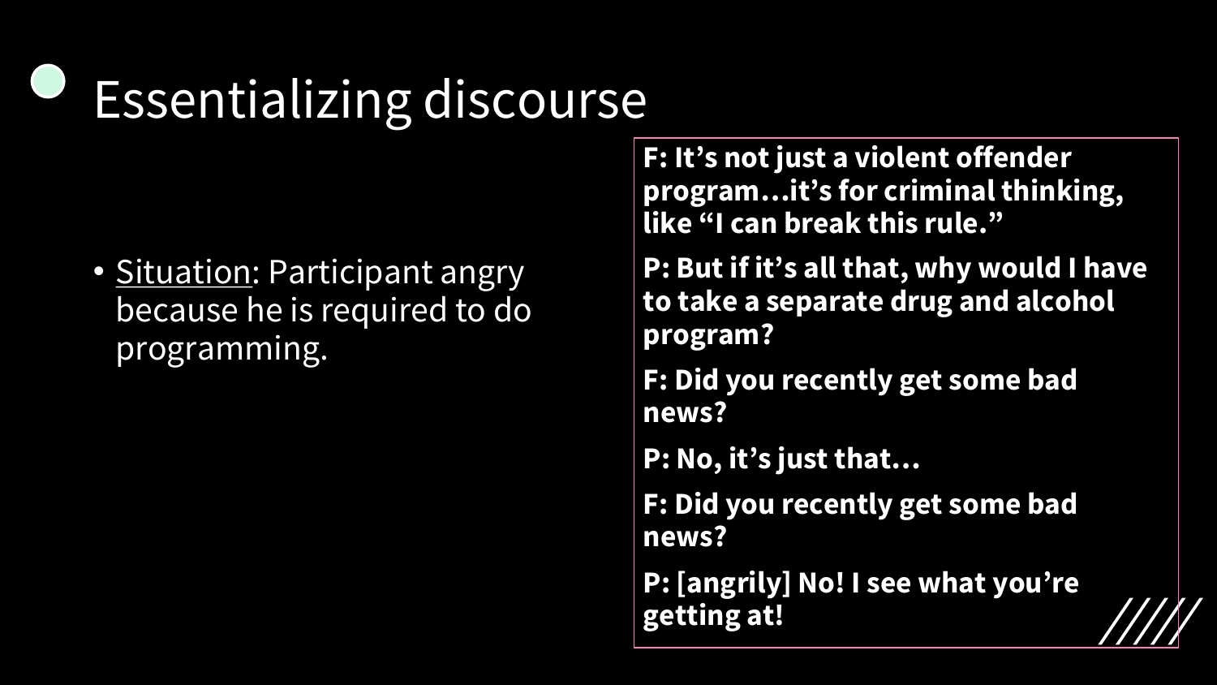# Essentializing discourse

- Situation: Participant angry because he is required to do programming.

**F: It's not just a violent offender program…it's for criminal thinking, like "I can break this rule."**

**P: But if it's all that, why would I have to take a separate drug and alcohol program?**

**F: Did you recently get some bad news?**

**P: No, it's just that…**

**F: Did you recently get some bad news?**

**P: [angrily] No! I see what you're getting at!**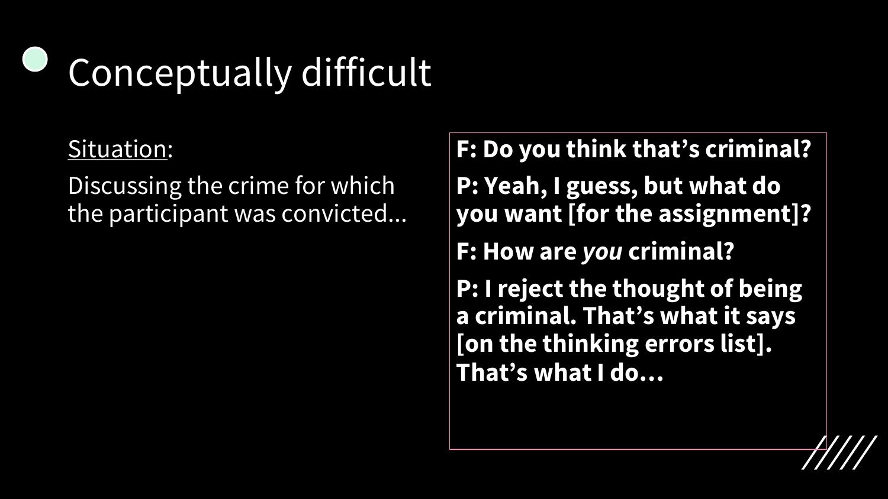# Conceptually difficult

<u>Situation</u>:

Discussing the crime for which the participant was convicted…

**F: Do you think that's criminal?**

**P: Yeah, I guess, but what do you want [for the assignment]?**

**F: How are *you* criminal?**

**P: I reject the thought of being a criminal. That's what it says [on the thinking errors list]. That's what I do…**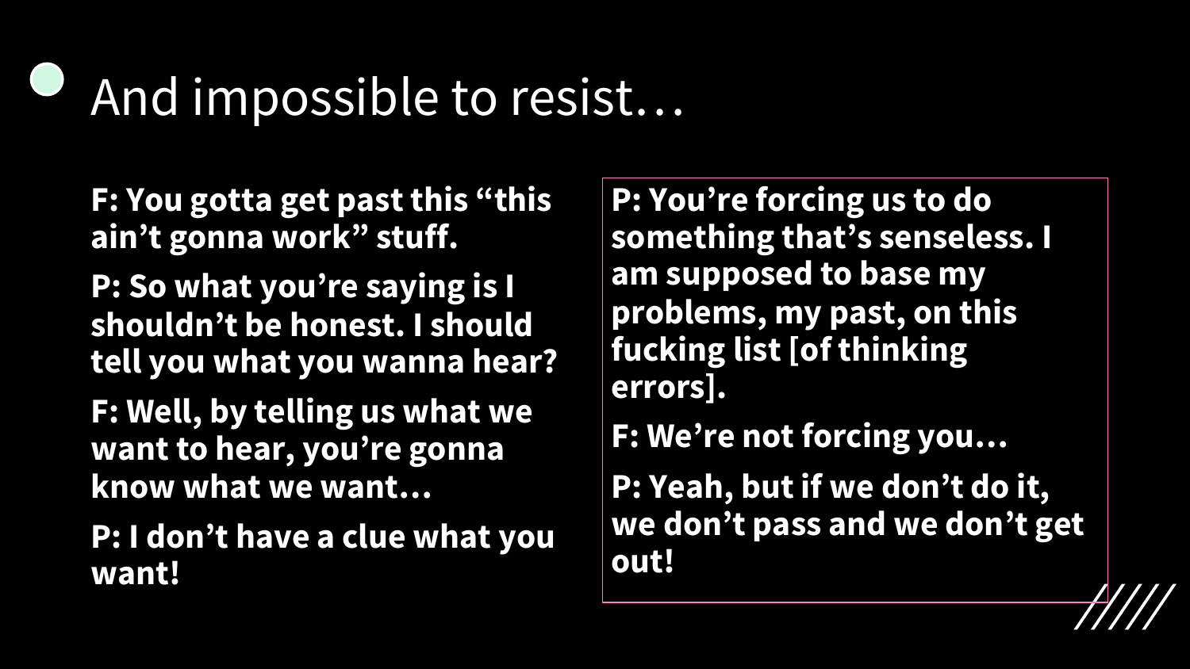# And impossible to resist…

**F: You gotta get past this "this ain't gonna work" stuff.**

**P: So what you're saying is I shouldn't be honest. I should tell you what you wanna hear?**

**F: Well, by telling us what we want to hear, you're gonna know what we want…**

**P: I don't have a clue what you want!**

**P: You're forcing us to do something that's senseless. I am supposed to base my problems, my past, on this fucking list [of thinking errors].**

**F: We're not forcing you…**

**P: Yeah, but if we don't do it, we don't pass and we don't get out!**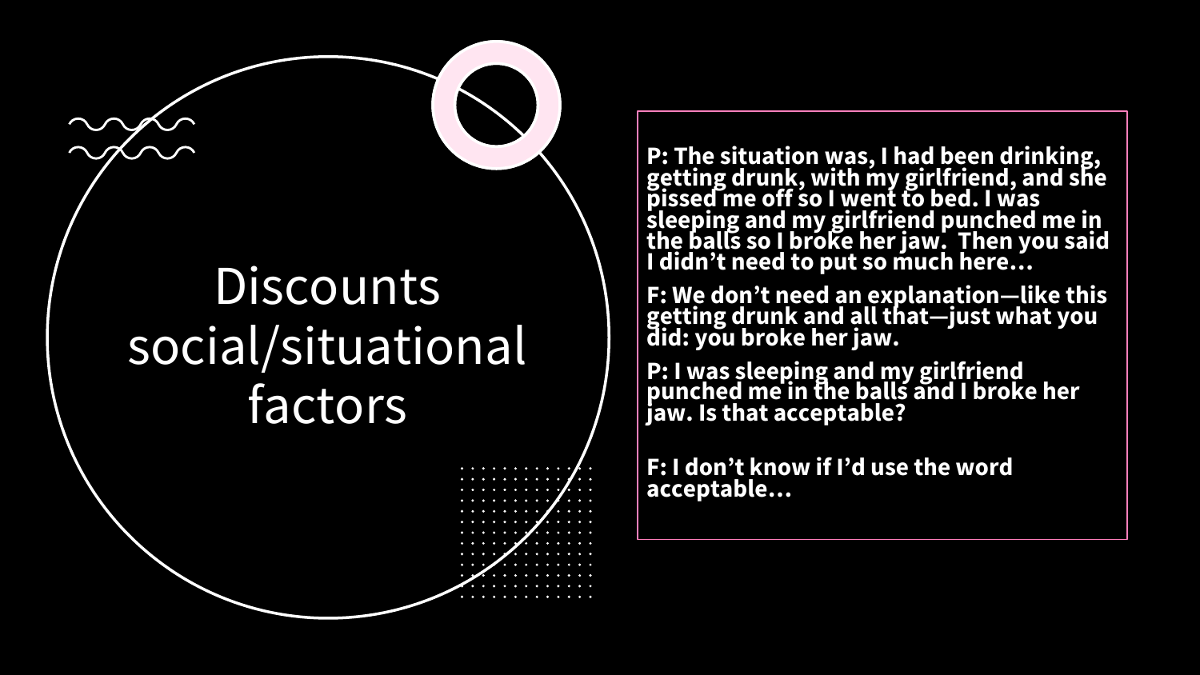# Discounts social/situational factors

**P: The situation was, I had been drinking, getting drunk, with my girlfriend, and she pissed me off so I went to bed. I was sleeping and my girlfriend punched me in the balls so I broke her jaw. Then you said I didn't need to put so much here…**

**F: We don't need an explanation—like this getting drunk and all that—just what you did: you broke her jaw.**

**P: I was sleeping and my girlfriend punched me in the balls and I broke her jaw. Is that acceptable?**

**F: I don't know if I'd use the word acceptable…**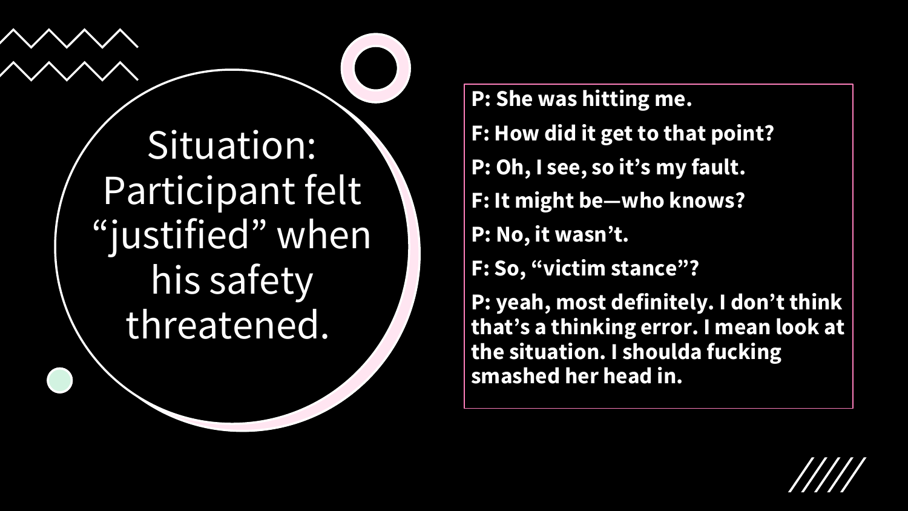# Situation: Participant felt “justified” when his safety threatened.

**P: She was hitting me.**

**F: How did it get to that point?**

**P: Oh, I see, so it’s my fault.**

**F: It might be—who knows?**

**P: No, it wasn’t.**

**F: So, “victim stance”?**

**P: yeah, most definitely. I don’t think that’s a thinking error. I mean look at the situation. I shoulda fucking smashed her head in.**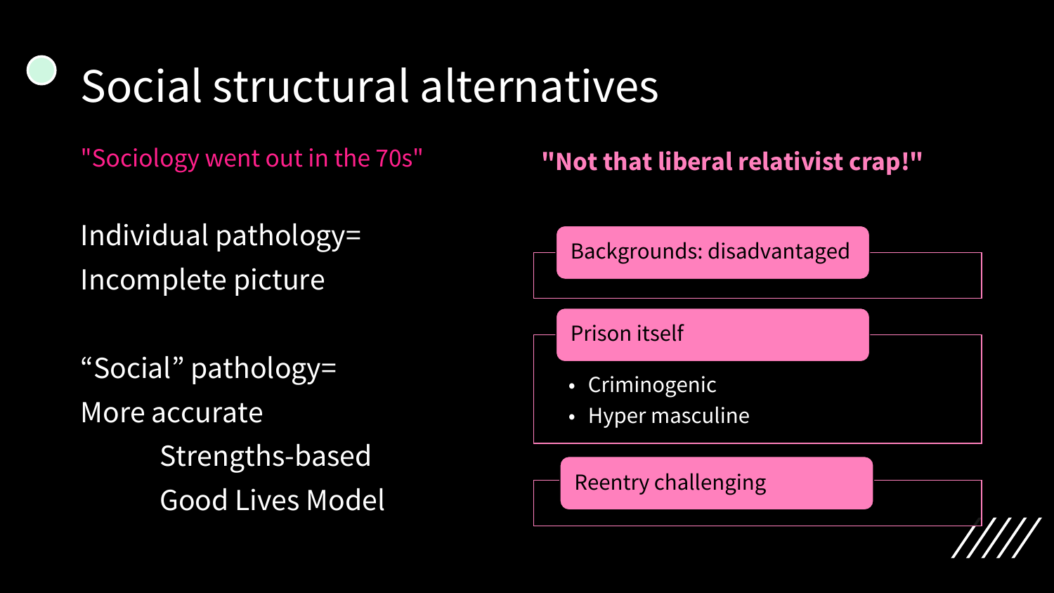# Social structural alternatives

"Sociology went out in the 70s"

Individual pathology=
Incomplete picture

“Social” pathology=
More accurate
- Strengths-based
- Good Lives Model

**"Not that liberal relativist crap!"**

- Backgrounds: disadvantaged
- Prison itself
  - Criminogenic
  - Hyper masculine
- Reentry challenging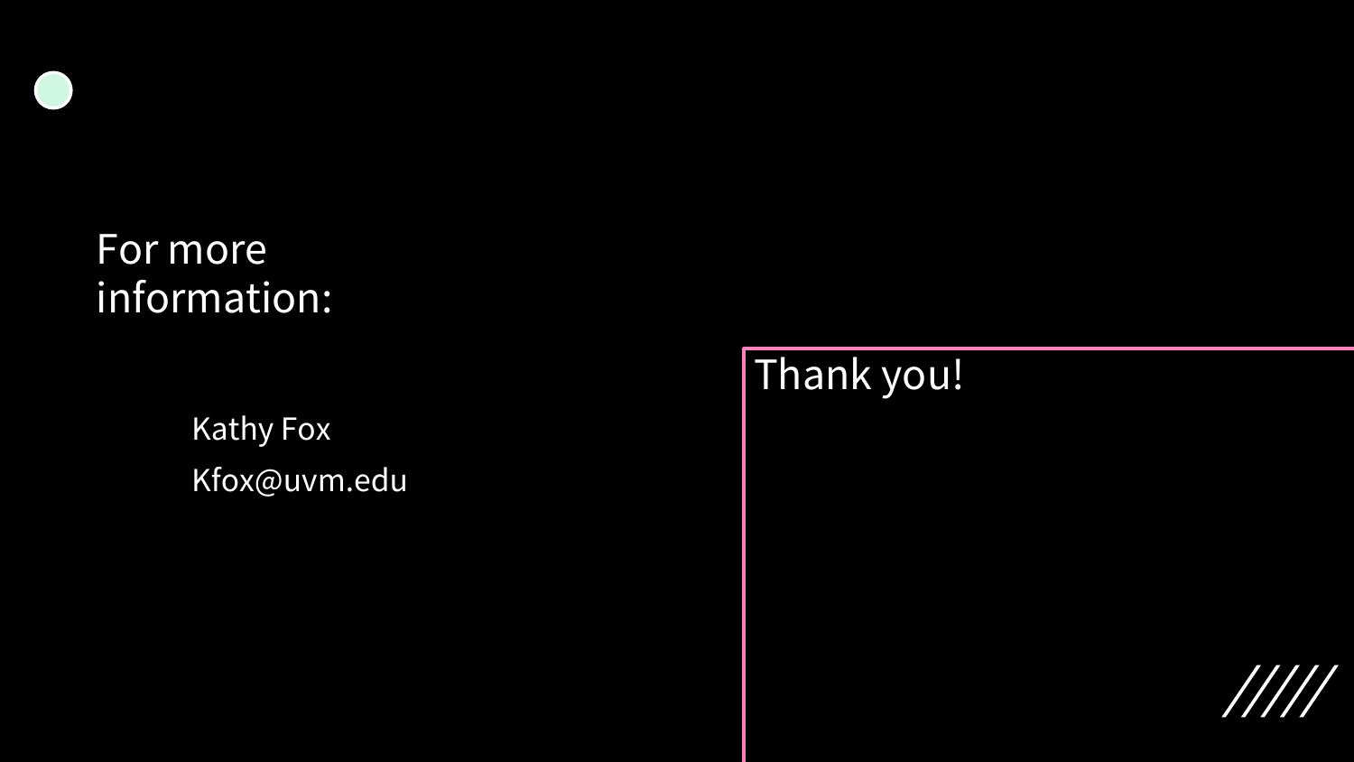# For more information:

Kathy Fox

Kfox@uvm.edu

Thank you!